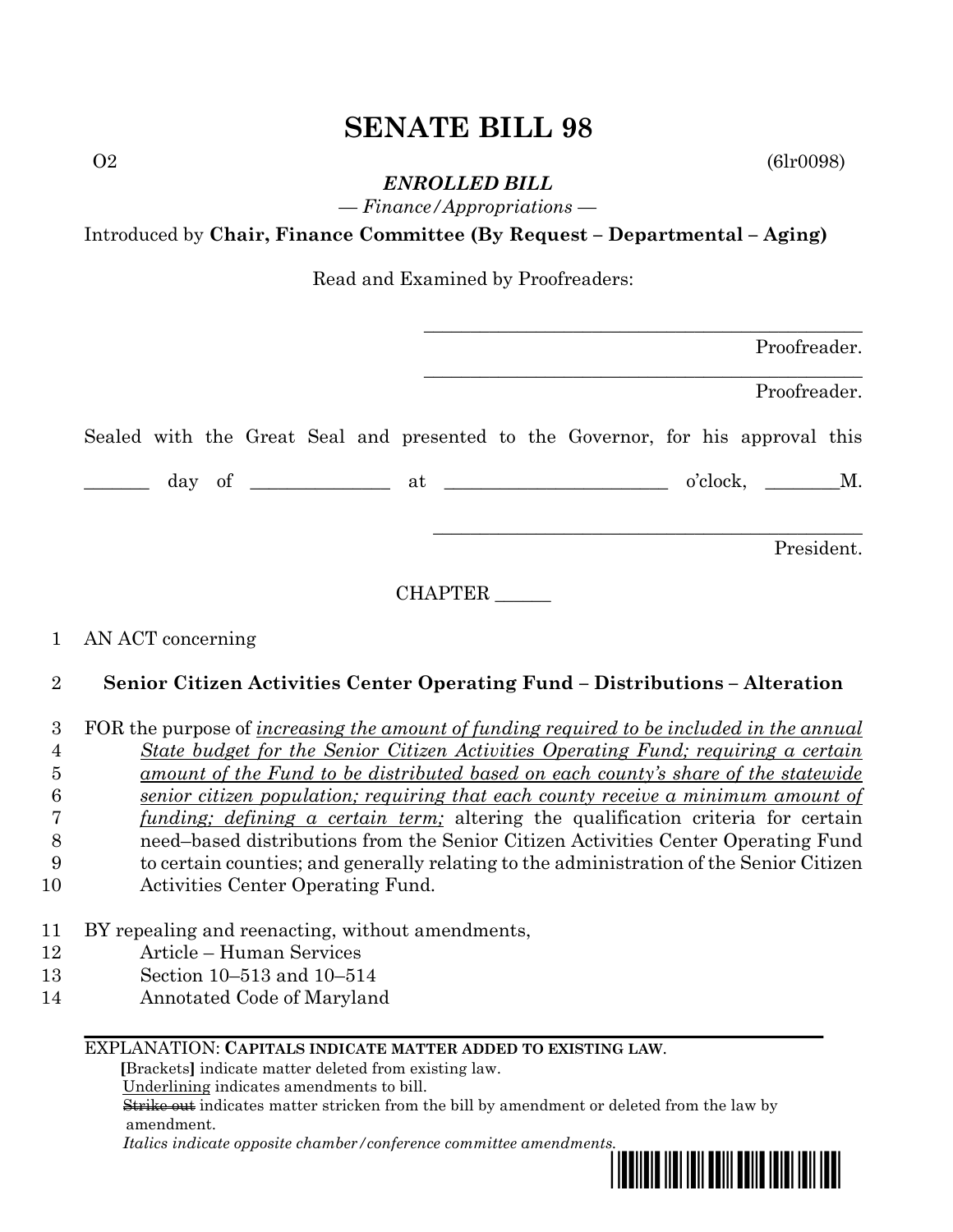# SENATE BILL 98

O2 (6lr0098)

***ENROLLED BILL***

— *Finance/Appropriations* —

Introduced by **Chair, Finance Committee (By Request – Departmental – Aging)**

Read and Examined by Proofreaders:

\_\_\_\_\_\_\_\_\_\_\_\_\_\_\_\_\_\_\_\_\_\_\_\_\_\_\_\_\_\_\_\_\_\_\_\_\_\_\_\_\_\_\_\_\_
Proofreader.

\_\_\_\_\_\_\_\_\_\_\_\_\_\_\_\_\_\_\_\_\_\_\_\_\_\_\_\_\_\_\_\_\_\_\_\_\_\_\_\_\_\_\_\_\_
Proofreader.

Sealed with the Great Seal and presented to the Governor, for his approval this

\_\_\_\_\_\_\_ day of \_\_\_\_\_\_\_\_\_\_\_\_\_\_ at \_\_\_\_\_\_\_\_\_\_\_\_\_\_\_\_\_\_\_\_\_\_\_ o'clock, \_\_\_\_\_\_\_\_M.

\_\_\_\_\_\_\_\_\_\_\_\_\_\_\_\_\_\_\_\_\_\_\_\_\_\_\_\_\_\_\_\_\_\_\_\_\_\_\_\_\_\_\_\_\_
President.

CHAPTER \_\_\_\_\_\_

1 AN ACT concerning

2 **Senior Citizen Activities Center Operating Fund – Distributions – Alteration**

3 FOR the purpose of <u>*increasing the amount of funding required to be included in the annual*</u>
4 <u>*State budget for the Senior Citizen Activities Operating Fund; requiring a certain*</u>
5 <u>*amount of the Fund to be distributed based on each county's share of the statewide*</u>
6 <u>*senior citizen population; requiring that each county receive a minimum amount of*</u>
7 <u>*funding; defining a certain term;*</u> altering the qualification criteria for certain
8 need–based distributions from the Senior Citizen Activities Center Operating Fund
9 to certain counties; and generally relating to the administration of the Senior Citizen
10 Activities Center Operating Fund.

11 BY repealing and reenacting, without amendments,
12 Article – Human Services
13 Section 10–513 and 10–514
14 Annotated Code of Maryland

---

EXPLANATION: **CAPITALS INDICATE MATTER ADDED TO EXISTING LAW.**
**[**Brackets**]** indicate matter deleted from existing law.
<u>Underlining</u> indicates amendments to bill.
~~Strike out~~ indicates matter stricken from the bill by amendment or deleted from the law by amendment.
*Italics indicate opposite chamber/conference committee amendments.*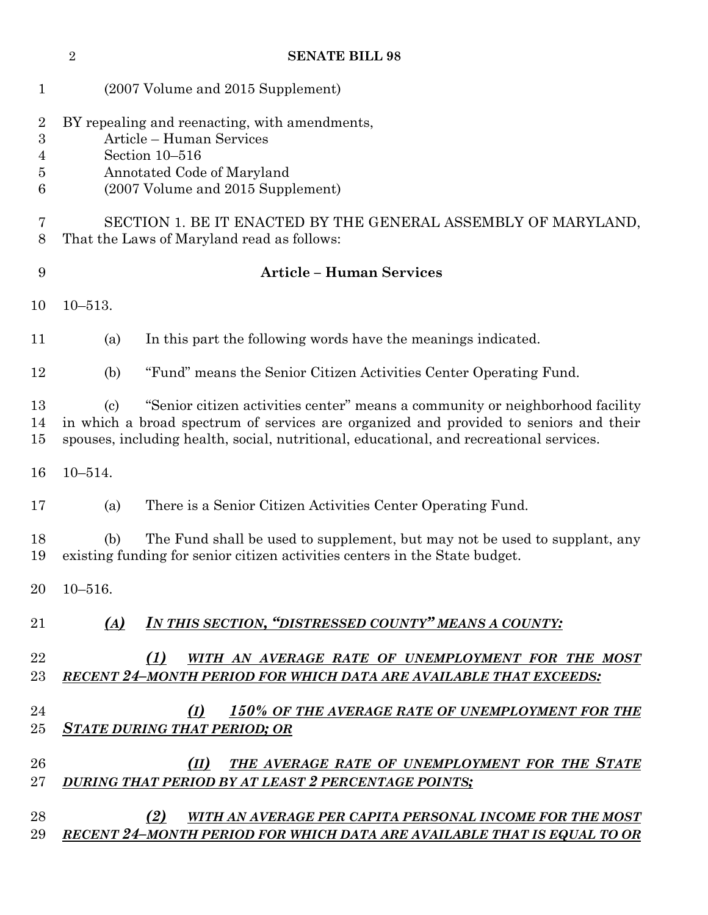(2007 Volume and 2015 Supplement)

BY repealing and reenacting, with amendments,
Article – Human Services
Section 10–516
Annotated Code of Maryland
(2007 Volume and 2015 Supplement)

SECTION 1. BE IT ENACTED BY THE GENERAL ASSEMBLY OF MARYLAND, That the Laws of Maryland read as follows:

**Article – Human Services**

10–513.

(a) In this part the following words have the meanings indicated.

(b) "Fund" means the Senior Citizen Activities Center Operating Fund.

(c) "Senior citizen activities center" means a community or neighborhood facility in which a broad spectrum of services are organized and provided to seniors and their spouses, including health, social, nutritional, educational, and recreational services.

10–514.

(a) There is a Senior Citizen Activities Center Operating Fund.

(b) The Fund shall be used to supplement, but may not be used to supplant, any existing funding for senior citizen activities centers in the State budget.

10–516.

***(A) IN THIS SECTION, "DISTRESSED COUNTY" MEANS A COUNTY:***

***(1) WITH AN AVERAGE RATE OF UNEMPLOYMENT FOR THE MOST RECENT 24–MONTH PERIOD FOR WHICH DATA ARE AVAILABLE THAT EXCEEDS:***

***(I) 150% OF THE AVERAGE RATE OF UNEMPLOYMENT FOR THE STATE DURING THAT PERIOD; OR***

***(II) THE AVERAGE RATE OF UNEMPLOYMENT FOR THE STATE DURING THAT PERIOD BY AT LEAST 2 PERCENTAGE POINTS;***

***(2) WITH AN AVERAGE PER CAPITA PERSONAL INCOME FOR THE MOST RECENT 24–MONTH PERIOD FOR WHICH DATA ARE AVAILABLE THAT IS EQUAL TO OR***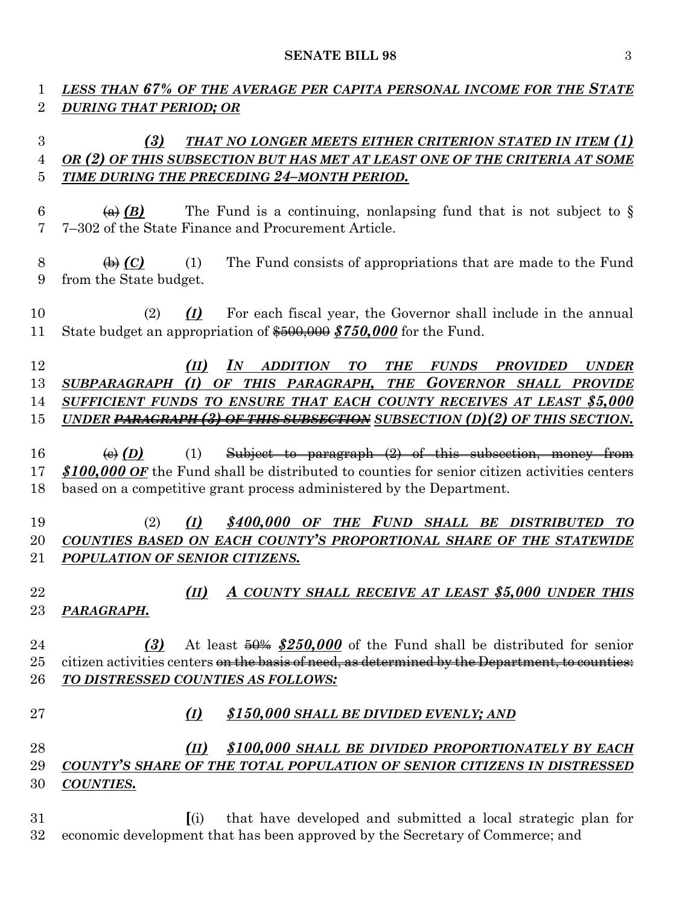***LESS THAN 67% OF THE AVERAGE PER CAPITA PERSONAL INCOME FOR THE STATE DURING THAT PERIOD; OR***

***(3) THAT NO LONGER MEETS EITHER CRITERION STATED IN ITEM (1) OR (2) OF THIS SUBSECTION BUT HAS MET AT LEAST ONE OF THE CRITERIA AT SOME TIME DURING THE PRECEDING 24–MONTH PERIOD.***

~~(a)~~ ***(B)*** The Fund is a continuing, nonlapsing fund that is not subject to § 7–302 of the State Finance and Procurement Article.

~~(b)~~ ***(C)*** (1) The Fund consists of appropriations that are made to the Fund from the State budget.

(2) ***(I)*** For each fiscal year, the Governor shall include in the annual State budget an appropriation of ~~$500,000~~ ***$750,000*** for the Fund.

***(II) IN ADDITION TO THE FUNDS PROVIDED UNDER SUBPARAGRAPH (I) OF THIS PARAGRAPH, THE GOVERNOR SHALL PROVIDE SUFFICIENT FUNDS TO ENSURE THAT EACH COUNTY RECEIVES AT LEAST $5,000 UNDER ~~PARAGRAPH (3) OF THIS SUBSECTION~~ SUBSECTION (D)(2) OF THIS SECTION.***

~~(c)~~ ***(D)*** (1) ~~Subject to paragraph (2) of this subsection, money from~~ ***$100,000 OF*** the Fund shall be distributed to counties for senior citizen activities centers based on a competitive grant process administered by the Department.

(2) ***(I) $400,000 OF THE FUND SHALL BE DISTRIBUTED TO COUNTIES BASED ON EACH COUNTY'S PROPORTIONAL SHARE OF THE STATEWIDE POPULATION OF SENIOR CITIZENS.***

***(II) A COUNTY SHALL RECEIVE AT LEAST $5,000 UNDER THIS PARAGRAPH.***

***(3)*** At least ~~50%~~ ***$250,000*** of the Fund shall be distributed for senior citizen activities centers ~~on the basis of need, as determined by the Department, to counties:~~ ***TO DISTRESSED COUNTIES AS FOLLOWS:***

***(I) $150,000 SHALL BE DIVIDED EVENLY; AND***

***(II) $100,000 SHALL BE DIVIDED PROPORTIONATELY BY EACH COUNTY'S SHARE OF THE TOTAL POPULATION OF SENIOR CITIZENS IN DISTRESSED COUNTIES.***

[(i) that have developed and submitted a local strategic plan for economic development that has been approved by the Secretary of Commerce; and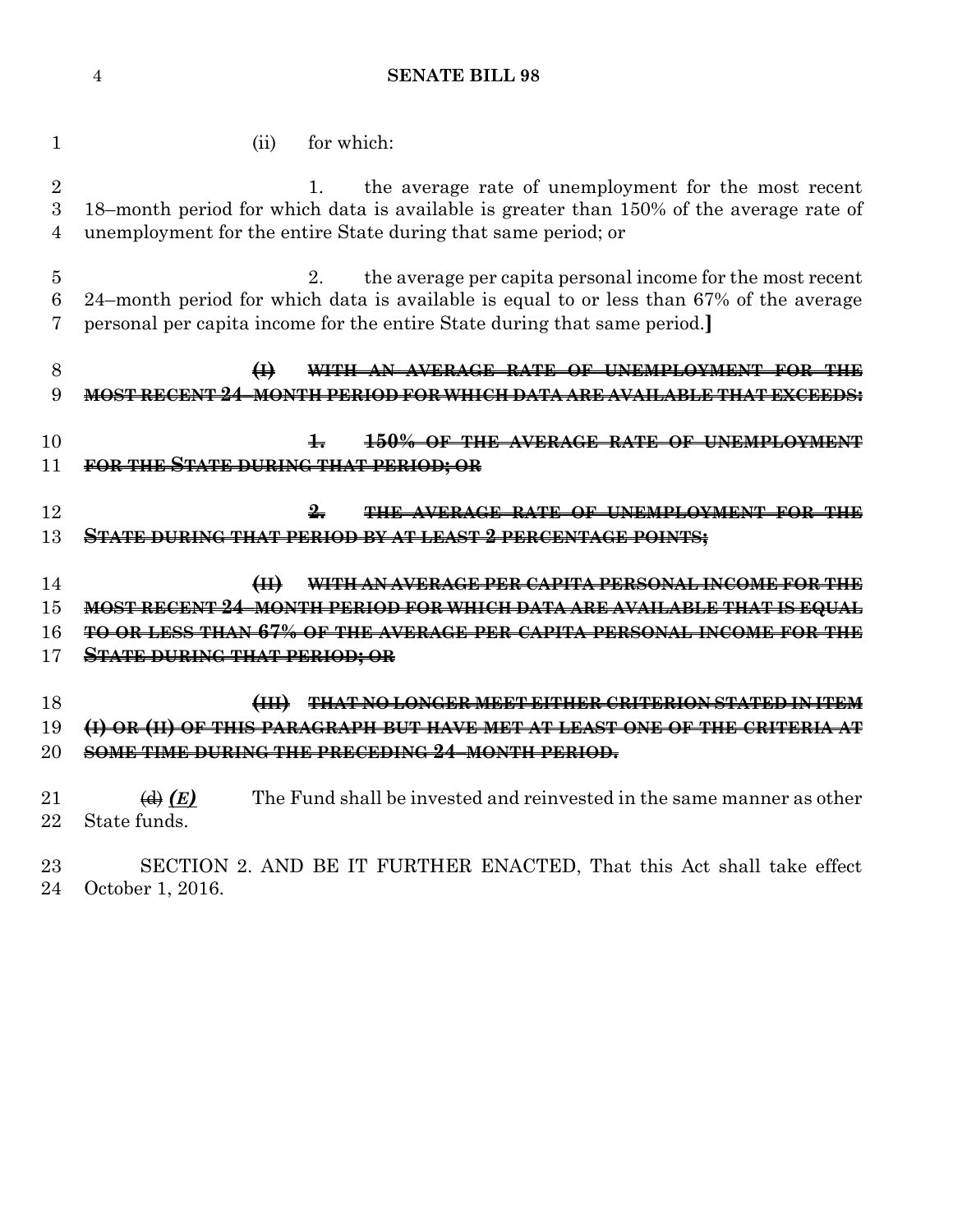(ii) for which:

1. the average rate of unemployment for the most recent 18–month period for which data is available is greater than 150% of the average rate of unemployment for the entire State during that same period; or

2. the average per capita personal income for the most recent 24–month period for which data is available is equal to or less than 67% of the average personal per capita income for the entire State during that same period.**]**

~~**(I) WITH AN AVERAGE RATE OF UNEMPLOYMENT FOR THE MOST RECENT 24–MONTH PERIOD FOR WHICH DATA ARE AVAILABLE THAT EXCEEDS:**~~

~~**1. 150% OF THE AVERAGE RATE OF UNEMPLOYMENT FOR THE STATE DURING THAT PERIOD; OR**~~

~~**2. THE AVERAGE RATE OF UNEMPLOYMENT FOR THE STATE DURING THAT PERIOD BY AT LEAST 2 PERCENTAGE POINTS;**~~

~~**(II) WITH AN AVERAGE PER CAPITA PERSONAL INCOME FOR THE MOST RECENT 24–MONTH PERIOD FOR WHICH DATA ARE AVAILABLE THAT IS EQUAL TO OR LESS THAN 67% OF THE AVERAGE PER CAPITA PERSONAL INCOME FOR THE STATE DURING THAT PERIOD; OR**~~

~~**(III) THAT NO LONGER MEET EITHER CRITERION STATED IN ITEM (I) OR (II) OF THIS PARAGRAPH BUT HAVE MET AT LEAST ONE OF THE CRITERIA AT SOME TIME DURING THE PRECEDING 24–MONTH PERIOD.**~~

~~(d)~~ ***(E)*** The Fund shall be invested and reinvested in the same manner as other State funds.

SECTION 2. AND BE IT FURTHER ENACTED, That this Act shall take effect October 1, 2016.